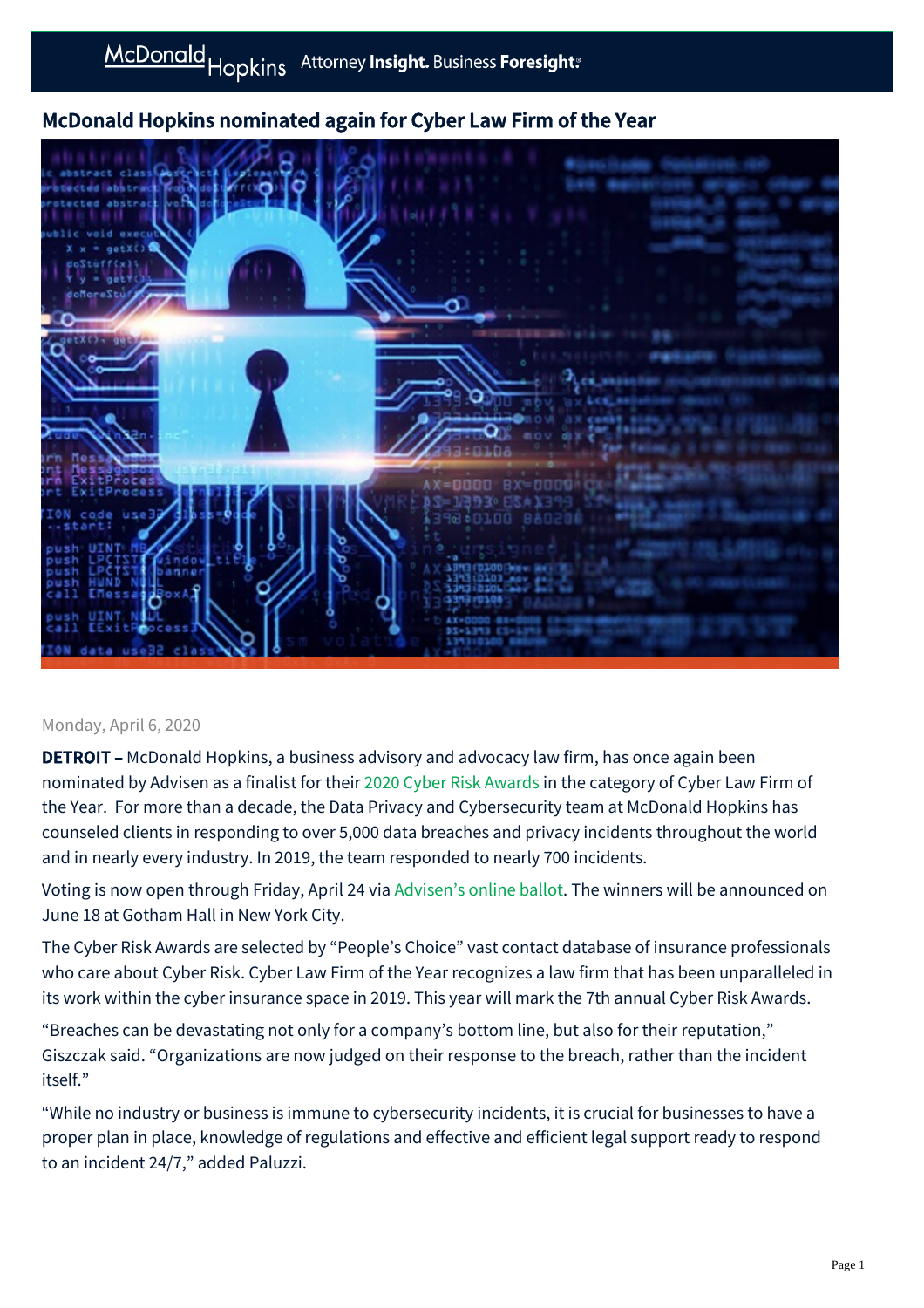# McDonald Hopkins nominated again for Cyber Law Firm of the Year

Monday, April 6, 2020

**DETROIT –** McDonald Hopkins, a business advisory and advocacy law firm, has once again been nominated by Advisen as a finalist for their 2020 Cyber Risk Awards in the category of Cyber Law Firm of the Year. For more than a decade, the Data Privacy and Cybersecurity team at McDonald Hopkins has counseled clients in responding to over 5,000 data breaches and privacy incidents throughout the world and in nearly every industry. In 2019, the team responded to nearly 700 incidents.

Voting is now open through Friday, April 24 via Advisen's online ballot. The winners will be announced on June 18 at Gotham Hall in New York City.

The Cyber Risk Awards are selected by "People's Choice" vast contact database of insurance professionals who care about Cyber Risk. Cyber Law Firm of the Year recognizes a law firm that has been unparalleled in its work within the cyber insurance space in 2019. This year will mark the 7th annual Cyber Risk Awards.

"Breaches can be devastating not only for a company's bottom line, but also for their reputation," Giszczak said. "Organizations are now judged on their response to the breach, rather than the incident itself."

"While no industry or business is immune to cybersecurity incidents, it is crucial for businesses to have a proper plan in place, knowledge of regulations and effective and efficient legal support ready to respond to an incident 24/7," added Paluzzi.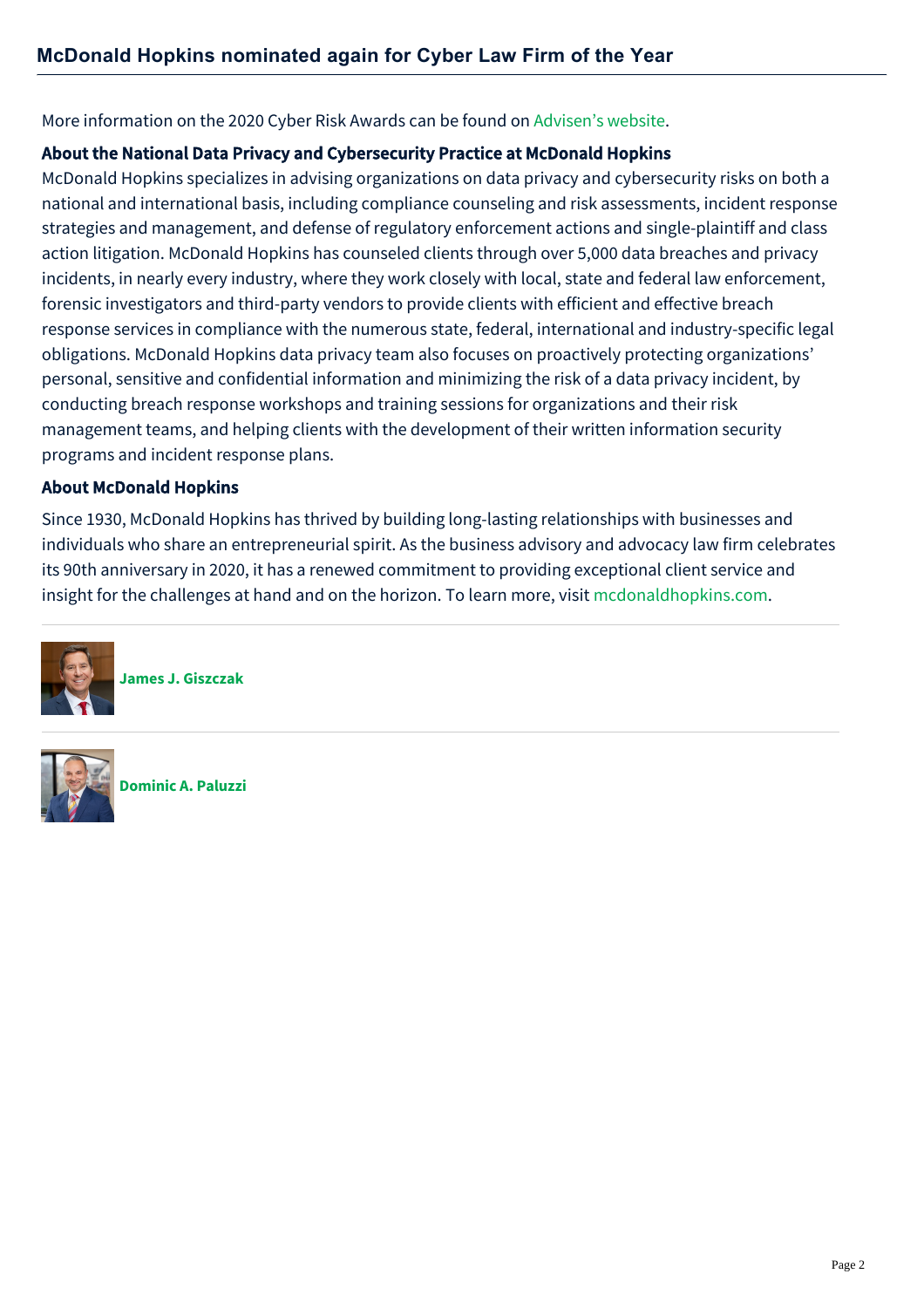More information on the 2020 Cyber Risk Awards can be found on Advisen's website.

### About the National Data Privacy and Cybersecurity Practice at McDonald Hopkins

McDonald Hopkins specializes in advising organizations on data privacy and cybersecurity risks on both a national and international basis, including compliance counseling and risk assessments, incident response strategies and management, and defense of regulatory enforcement actions and single-plaintiff and class action litigation. McDonald Hopkins has counseled clients through over 5,000 data breaches and privacy incidents, in nearly every industry, where they work closely with local, state and federal law enforcement, forensic investigators and third-party vendors to provide clients with efficient and effective breach response services in compliance with the numerous state, federal, international and industry-specific legal obligations. McDonald Hopkins data privacy team also focuses on proactively protecting organizations' personal, sensitive and confidential information and minimizing the risk of a data privacy incident, by conducting breach response workshops and training sessions for organizations and their risk management teams, and helping clients with the development of their written information security programs and incident response plans.

### About McDonald Hopkins

Since 1930, McDonald Hopkins has thrived by building long-lasting relationships with businesses and individuals who share an entrepreneurial spirit. As the business advisory and advocacy law firm celebrates its 90th anniversary in 2020, it has a renewed commitment to providing exceptional client service and insight for the challenges at hand and on the horizon. To learn more, visit mcdonaldhopkins.com.

---

**James J. Giszczak**

---

**Dominic A. Paluzzi**